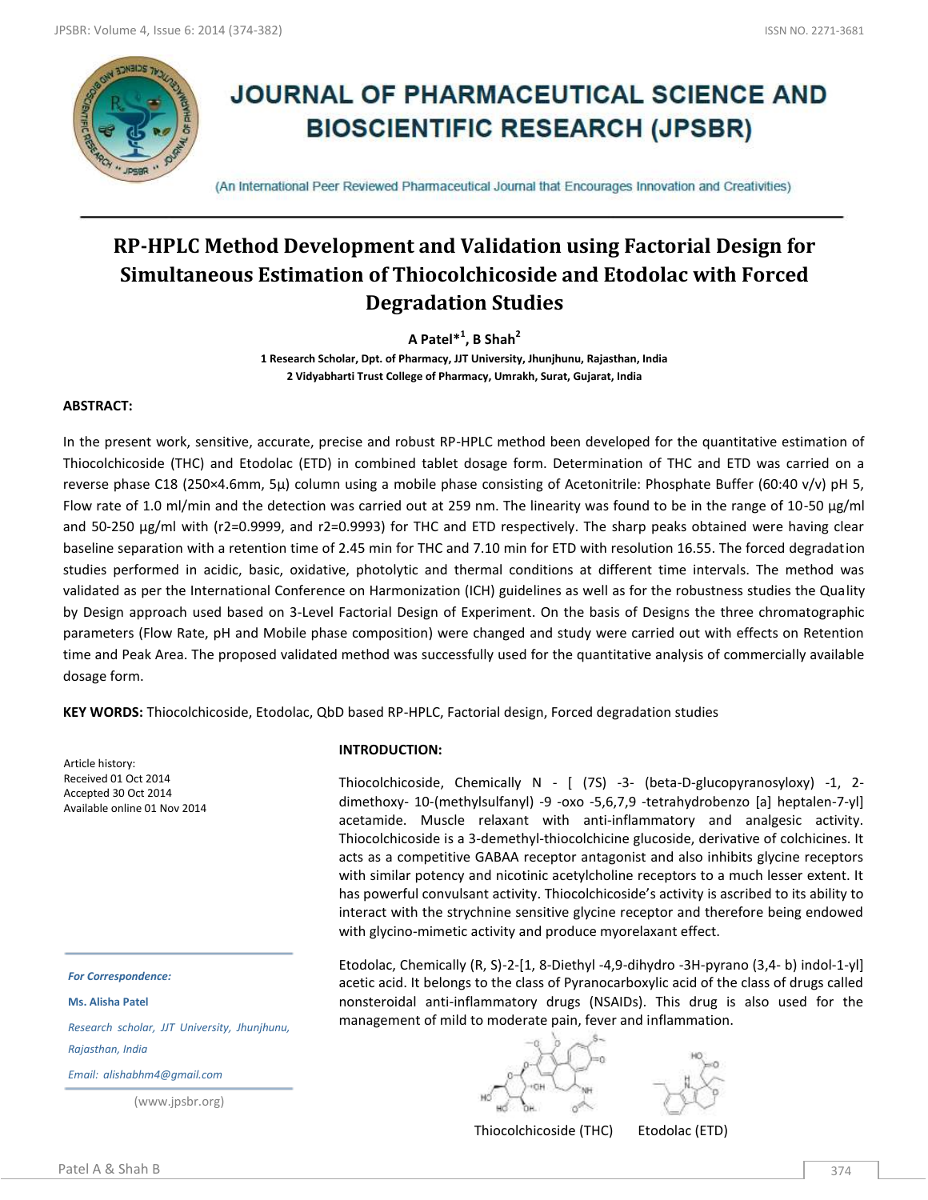# JOURNAL OF PHARMACEUTICAL SCIENCE AND BIOSCIENTIFIC RESEARCH (JPSBR)

(An International Peer Reviewed Pharmaceutical Journal that Encourages Innovation and Creativities)

## RP-HPLC Method Development and Validation using Factorial Design for Simultaneous Estimation of Thiocolchicoside and Etodolac with Forced Degradation Studies

**A Patel*[1], B Shah[2]**

**1 Research Scholar, Dpt. of Pharmacy, JJT University, Jhunjhunu, Rajasthan, India**
**2 Vidyabharti Trust College of Pharmacy, Umrakh, Surat, Gujarat, India**

### ABSTRACT:

In the present work, sensitive, accurate, precise and robust RP-HPLC method been developed for the quantitative estimation of Thiocolchicoside (THC) and Etodolac (ETD) in combined tablet dosage form. Determination of THC and ETD was carried on a reverse phase C18 (250×4.6mm, 5µ) column using a mobile phase consisting of Acetonitrile: Phosphate Buffer (60:40 v/v) pH 5, Flow rate of 1.0 ml/min and the detection was carried out at 259 nm. The linearity was found to be in the range of 10-50 µg/ml and 50-250 µg/ml with (r2=0.9999, and r2=0.9993) for THC and ETD respectively. The sharp peaks obtained were having clear baseline separation with a retention time of 2.45 min for THC and 7.10 min for ETD with resolution 16.55. The forced degradation studies performed in acidic, basic, oxidative, photolytic and thermal conditions at different time intervals. The method was validated as per the International Conference on Harmonization (ICH) guidelines as well as for the robustness studies the Quality by Design approach used based on 3-Level Factorial Design of Experiment. On the basis of Designs the three chromatographic parameters (Flow Rate, pH and Mobile phase composition) were changed and study were carried out with effects on Retention time and Peak Area. The proposed validated method was successfully used for the quantitative analysis of commercially available dosage form.

**KEY WORDS:** Thiocolchicoside, Etodolac, QbD based RP-HPLC, Factorial design, Forced degradation studies

Article history:
Received 01 Oct 2014
Accepted 30 Oct 2014
Available online 01 Nov 2014

*For Correspondence:*

***Ms. Alisha Patel***

*Research scholar, JJT University, Jhunjhunu, Rajasthan, India*

*Email: alishabhm4@gmail.com*

(www.jpsbr.org)

### INTRODUCTION:

Thiocolchicoside, Chemically N - [ (7S) -3- (beta-D-glucopyranosyloxy) -1, 2-dimethoxy- 10-(methylsulfanyl) -9 -oxo -5,6,7,9 -tetrahydrobenzo [a] heptalen-7-yl] acetamide. Muscle relaxant with anti-inflammatory and analgesic activity. Thiocolchicoside is a 3-demethyl-thiocolchicine glucoside, derivative of colchicines. It acts as a competitive GABAA receptor antagonist and also inhibits glycine receptors with similar potency and nicotinic acetylcholine receptors to a much lesser extent. It has powerful convulsant activity. Thiocolchicoside's activity is ascribed to its ability to interact with the strychnine sensitive glycine receptor and therefore being endowed with glycino-mimetic activity and produce myorelaxant effect.

Etodolac, Chemically (R, S)-2-[1, 8-Diethyl -4,9-dihydro -3H-pyrano (3,4- b) indol-1-yl] acetic acid. It belongs to the class of Pyranocarboxylic acid of the class of drugs called nonsteroidal anti-inflammatory drugs (NSAIDs). This drug is also used for the management of mild to moderate pain, fever and inflammation.

Thiocolchicoside (THC) Etodolac (ETD)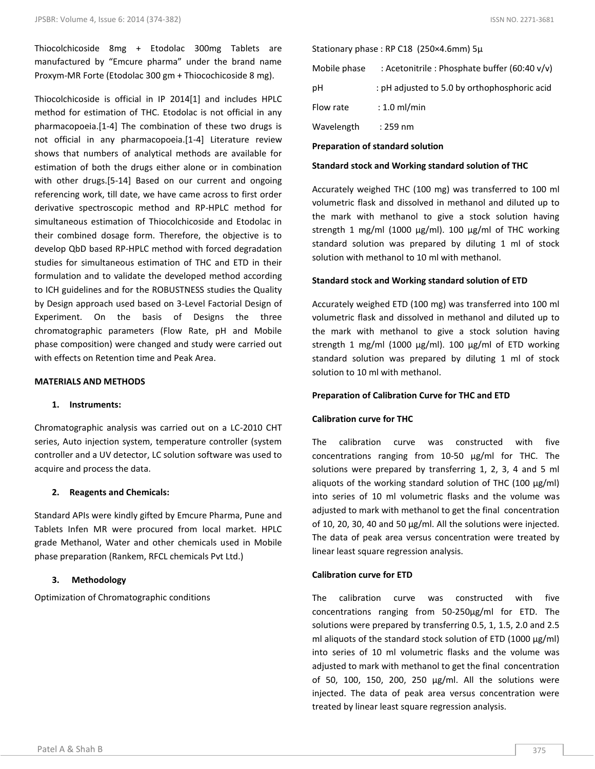Thiocolchicoside 8mg + Etodolac 300mg Tablets are manufactured by "Emcure pharma" under the brand name Proxym-MR Forte (Etodolac 300 gm + Thiocochicoside 8 mg).

Thiocolchicoside is official in IP 2014[1] and includes HPLC method for estimation of THC. Etodolac is not official in any pharmacopoeia.[1-4] The combination of these two drugs is not official in any pharmacopoeia.[1-4] Literature review shows that numbers of analytical methods are available for estimation of both the drugs either alone or in combination with other drugs.[5-14] Based on our current and ongoing referencing work, till date, we have came across to first order derivative spectroscopic method and RP-HPLC method for simultaneous estimation of Thiocolchicoside and Etodolac in their combined dosage form. Therefore, the objective is to develop QbD based RP-HPLC method with forced degradation studies for simultaneous estimation of THC and ETD in their formulation and to validate the developed method according to ICH guidelines and for the ROBUSTNESS studies the Quality by Design approach used based on 3-Level Factorial Design of Experiment. On the basis of Designs the three chromatographic parameters (Flow Rate, pH and Mobile phase composition) were changed and study were carried out with effects on Retention time and Peak Area.

## MATERIALS AND METHODS

### 1. Instruments:

Chromatographic analysis was carried out on a LC-2010 CHT series, Auto injection system, temperature controller (system controller and a UV detector, LC solution software was used to acquire and process the data.

### 2. Reagents and Chemicals:

Standard APIs were kindly gifted by Emcure Pharma, Pune and Tablets Infen MR were procured from local market. HPLC grade Methanol, Water and other chemicals used in Mobile phase preparation (Rankem, RFCL chemicals Pvt Ltd.)

### 3. Methodology

Optimization of Chromatographic conditions

Stationary phase : RP C18 (250×4.6mm) 5μ

Mobile phase : Acetonitrile : Phosphate buffer (60:40 v/v)

pH : pH adjusted to 5.0 by orthophosphoric acid

Flow rate : 1.0 ml/min

Wavelength : 259 nm

**Preparation of standard solution**

**Standard stock and Working standard solution of THC**

Accurately weighed THC (100 mg) was transferred to 100 ml volumetric flask and dissolved in methanol and diluted up to the mark with methanol to give a stock solution having strength 1 mg/ml (1000 μg/ml). 100 μg/ml of THC working standard solution was prepared by diluting 1 ml of stock solution with methanol to 10 ml with methanol.

**Standard stock and Working standard solution of ETD**

Accurately weighed ETD (100 mg) was transferred into 100 ml volumetric flask and dissolved in methanol and diluted up to the mark with methanol to give a stock solution having strength 1 mg/ml (1000 μg/ml). 100 μg/ml of ETD working standard solution was prepared by diluting 1 ml of stock solution to 10 ml with methanol.

**Preparation of Calibration Curve for THC and ETD**

**Calibration curve for THC**

The calibration curve was constructed with five concentrations ranging from 10-50 μg/ml for THC. The solutions were prepared by transferring 1, 2, 3, 4 and 5 ml aliquots of the working standard solution of THC (100 μg/ml) into series of 10 ml volumetric flasks and the volume was adjusted to mark with methanol to get the final concentration of 10, 20, 30, 40 and 50 μg/ml. All the solutions were injected. The data of peak area versus concentration were treated by linear least square regression analysis.

**Calibration curve for ETD**

The calibration curve was constructed with five concentrations ranging from 50-250μg/ml for ETD. The solutions were prepared by transferring 0.5, 1, 1.5, 2.0 and 2.5 ml aliquots of the standard stock solution of ETD (1000 μg/ml) into series of 10 ml volumetric flasks and the volume was adjusted to mark with methanol to get the final concentration of 50, 100, 150, 200, 250 μg/ml. All the solutions were injected. The data of peak area versus concentration were treated by linear least square regression analysis.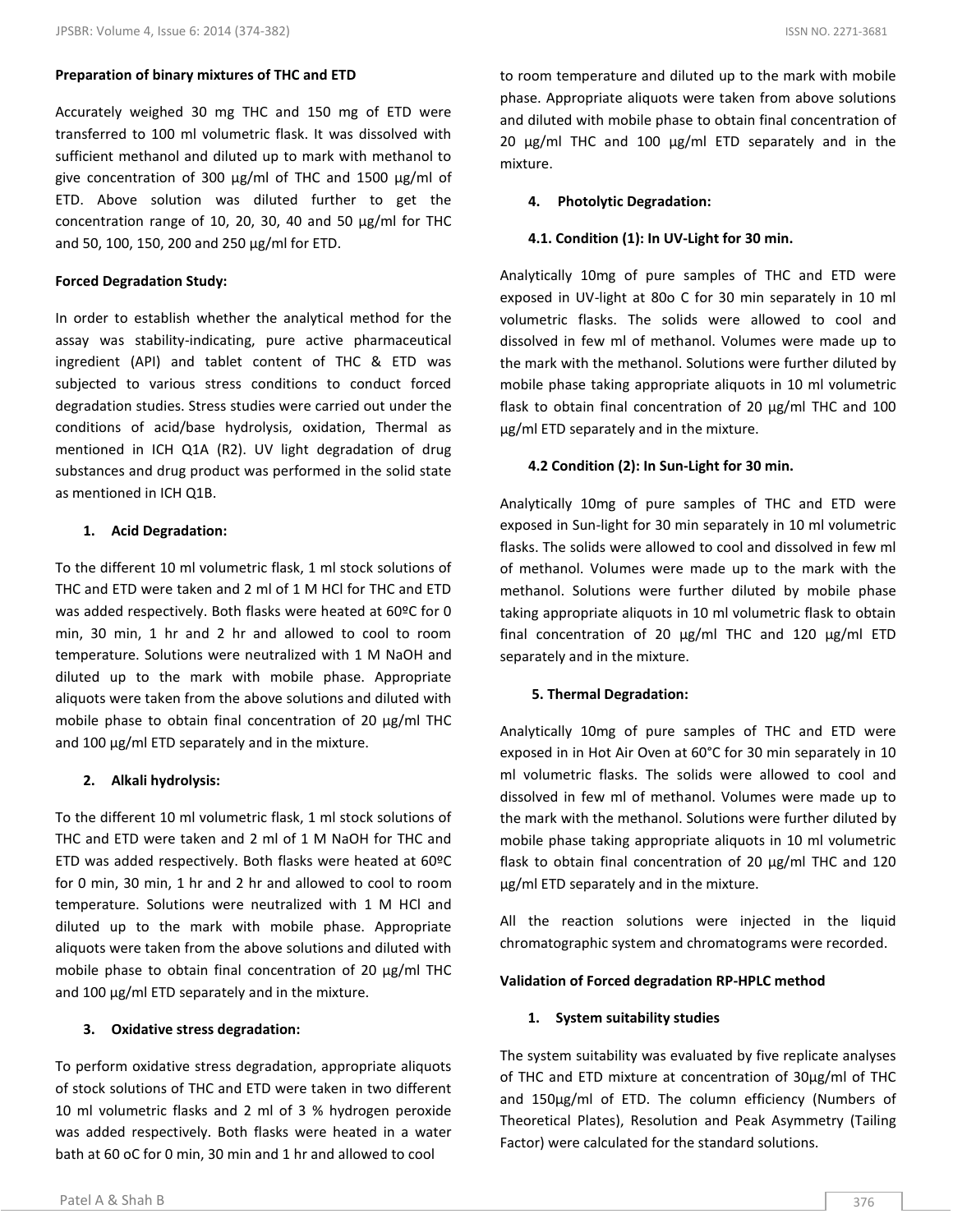**Preparation of binary mixtures of THC and ETD**

Accurately weighed 30 mg THC and 150 mg of ETD were transferred to 100 ml volumetric flask. It was dissolved with sufficient methanol and diluted up to mark with methanol to give concentration of 300 µg/ml of THC and 1500 µg/ml of ETD. Above solution was diluted further to get the concentration range of 10, 20, 30, 40 and 50 µg/ml for THC and 50, 100, 150, 200 and 250 µg/ml for ETD.

**Forced Degradation Study:**

In order to establish whether the analytical method for the assay was stability-indicating, pure active pharmaceutical ingredient (API) and tablet content of THC & ETD was subjected to various stress conditions to conduct forced degradation studies. Stress studies were carried out under the conditions of acid/base hydrolysis, oxidation, Thermal as mentioned in ICH Q1A (R2). UV light degradation of drug substances and drug product was performed in the solid state as mentioned in ICH Q1B.

**1. Acid Degradation:**

To the different 10 ml volumetric flask, 1 ml stock solutions of THC and ETD were taken and 2 ml of 1 M HCl for THC and ETD was added respectively. Both flasks were heated at 60ºC for 0 min, 30 min, 1 hr and 2 hr and allowed to cool to room temperature. Solutions were neutralized with 1 M NaOH and diluted up to the mark with mobile phase. Appropriate aliquots were taken from the above solutions and diluted with mobile phase to obtain final concentration of 20 µg/ml THC and 100 µg/ml ETD separately and in the mixture.

**2. Alkali hydrolysis:**

To the different 10 ml volumetric flask, 1 ml stock solutions of THC and ETD were taken and 2 ml of 1 M NaOH for THC and ETD was added respectively. Both flasks were heated at 60ºC for 0 min, 30 min, 1 hr and 2 hr and allowed to cool to room temperature. Solutions were neutralized with 1 M HCl and diluted up to the mark with mobile phase. Appropriate aliquots were taken from the above solutions and diluted with mobile phase to obtain final concentration of 20 µg/ml THC and 100 µg/ml ETD separately and in the mixture.

**3. Oxidative stress degradation:**

To perform oxidative stress degradation, appropriate aliquots of stock solutions of THC and ETD were taken in two different 10 ml volumetric flasks and 2 ml of 3 % hydrogen peroxide was added respectively. Both flasks were heated in a water bath at 60 oC for 0 min, 30 min and 1 hr and allowed to cool to room temperature and diluted up to the mark with mobile phase. Appropriate aliquots were taken from above solutions and diluted with mobile phase to obtain final concentration of 20 µg/ml THC and 100 µg/ml ETD separately and in the mixture.

**4. Photolytic Degradation:**

**4.1. Condition (1): In UV-Light for 30 min.**

Analytically 10mg of pure samples of THC and ETD were exposed in UV-light at 80o C for 30 min separately in 10 ml volumetric flasks. The solids were allowed to cool and dissolved in few ml of methanol. Volumes were made up to the mark with the methanol. Solutions were further diluted by mobile phase taking appropriate aliquots in 10 ml volumetric flask to obtain final concentration of 20 µg/ml THC and 100 µg/ml ETD separately and in the mixture.

**4.2 Condition (2): In Sun-Light for 30 min.**

Analytically 10mg of pure samples of THC and ETD were exposed in Sun-light for 30 min separately in 10 ml volumetric flasks. The solids were allowed to cool and dissolved in few ml of methanol. Volumes were made up to the mark with the methanol. Solutions were further diluted by mobile phase taking appropriate aliquots in 10 ml volumetric flask to obtain final concentration of 20 µg/ml THC and 120 µg/ml ETD separately and in the mixture.

**5. Thermal Degradation:**

Analytically 10mg of pure samples of THC and ETD were exposed in in Hot Air Oven at 60°C for 30 min separately in 10 ml volumetric flasks. The solids were allowed to cool and dissolved in few ml of methanol. Volumes were made up to the mark with the methanol. Solutions were further diluted by mobile phase taking appropriate aliquots in 10 ml volumetric flask to obtain final concentration of 20 µg/ml THC and 120 µg/ml ETD separately and in the mixture.

All the reaction solutions were injected in the liquid chromatographic system and chromatograms were recorded.

**Validation of Forced degradation RP-HPLC method**

**1. System suitability studies**

The system suitability was evaluated by five replicate analyses of THC and ETD mixture at concentration of 30µg/ml of THC and 150µg/ml of ETD. The column efficiency (Numbers of Theoretical Plates), Resolution and Peak Asymmetry (Tailing Factor) were calculated for the standard solutions.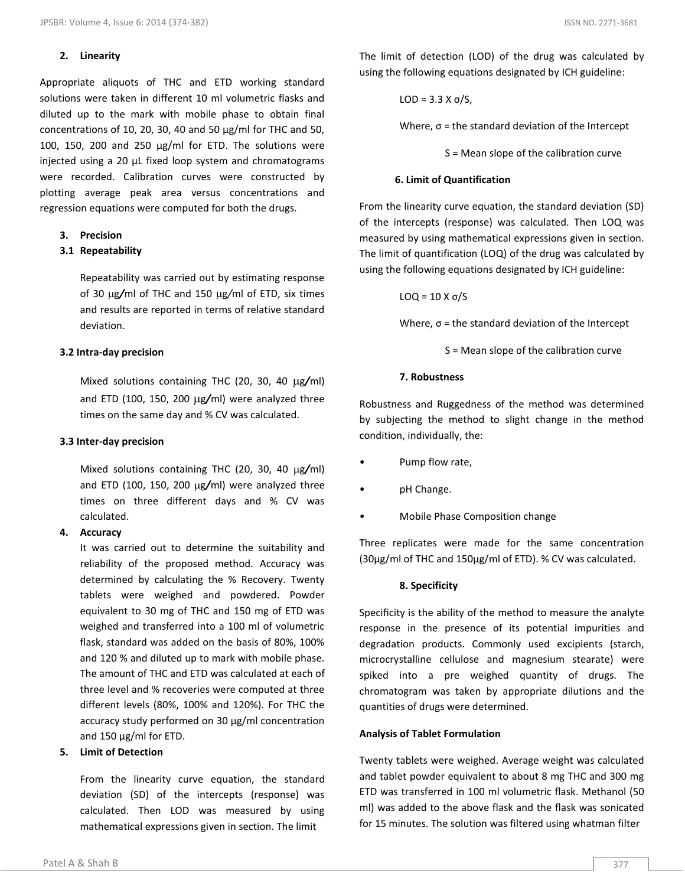**2. Linearity**

Appropriate aliquots of THC and ETD working standard solutions were taken in different 10 ml volumetric flasks and diluted up to the mark with mobile phase to obtain final concentrations of 10, 20, 30, 40 and 50 µg/ml for THC and 50, 100, 150, 200 and 250 µg/ml for ETD. The solutions were injected using a 20 µL fixed loop system and chromatograms were recorded. Calibration curves were constructed by plotting average peak area versus concentrations and regression equations were computed for both the drugs.

**3. Precision**

**3.1 Repeatability**

Repeatability was carried out by estimating response of 30 µg/ml of THC and 150 µg/ml of ETD, six times and results are reported in terms of relative standard deviation.

**3.2 Intra-day precision**

Mixed solutions containing THC (20, 30, 40 µg/ml) and ETD (100, 150, 200 µg/ml) were analyzed three times on the same day and % CV was calculated.

**3.3 Inter-day precision**

Mixed solutions containing THC (20, 30, 40 µg/ml) and ETD (100, 150, 200 µg/ml) were analyzed three times on three different days and % CV was calculated.

**4. Accuracy**

It was carried out to determine the suitability and reliability of the proposed method. Accuracy was determined by calculating the % Recovery. Twenty tablets were weighed and powdered. Powder equivalent to 30 mg of THC and 150 mg of ETD was weighed and transferred into a 100 ml of volumetric flask, standard was added on the basis of 80%, 100% and 120 % and diluted up to mark with mobile phase. The amount of THC and ETD was calculated at each of three level and % recoveries were computed at three different levels (80%, 100% and 120%). For THC the accuracy study performed on 30 µg/ml concentration and 150 µg/ml for ETD.

**5. Limit of Detection**

From the linearity curve equation, the standard deviation (SD) of the intercepts (response) was calculated. Then LOD was measured by using mathematical expressions given in section. The limit of detection (LOD) of the drug was calculated by using the following equations designated by ICH guideline:

$$LOD = 3.3 \times \sigma/S,$$

Where, σ = the standard deviation of the Intercept

S = Mean slope of the calibration curve

**6. Limit of Quantification**

From the linearity curve equation, the standard deviation (SD) of the intercepts (response) was calculated. Then LOQ was measured by using mathematical expressions given in section. The limit of quantification (LOQ) of the drug was calculated by using the following equations designated by ICH guideline:

$$LOQ = 10 \times \sigma/S$$

Where, σ = the standard deviation of the Intercept

S = Mean slope of the calibration curve

**7. Robustness**

Robustness and Ruggedness of the method was determined by subjecting the method to slight change in the method condition, individually, the:

- Pump flow rate,
- pH Change.
- Mobile Phase Composition change

Three replicates were made for the same concentration (30µg/ml of THC and 150µg/ml of ETD). % CV was calculated.

**8. Specificity**

Specificity is the ability of the method to measure the analyte response in the presence of its potential impurities and degradation products. Commonly used excipients (starch, microcrystalline cellulose and magnesium stearate) were spiked into a pre weighed quantity of drugs. The chromatogram was taken by appropriate dilutions and the quantities of drugs were determined.

**Analysis of Tablet Formulation**

Twenty tablets were weighed. Average weight was calculated and tablet powder equivalent to about 8 mg THC and 300 mg ETD was transferred in 100 ml volumetric flask. Methanol (50 ml) was added to the above flask and the flask was sonicated for 15 minutes. The solution was filtered using whatman filter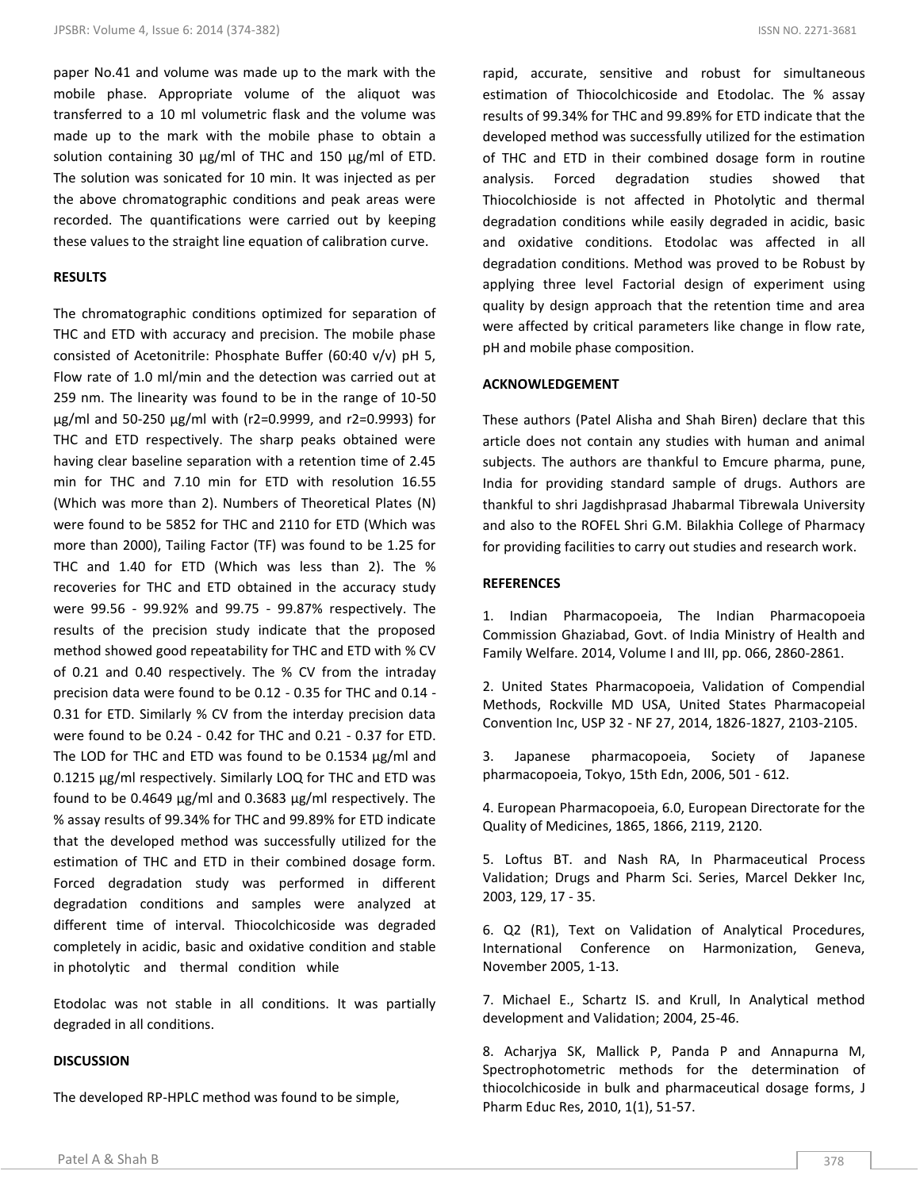paper No.41 and volume was made up to the mark with the mobile phase. Appropriate volume of the aliquot was transferred to a 10 ml volumetric flask and the volume was made up to the mark with the mobile phase to obtain a solution containing 30 µg/ml of THC and 150 µg/ml of ETD. The solution was sonicated for 10 min. It was injected as per the above chromatographic conditions and peak areas were recorded. The quantifications were carried out by keeping these values to the straight line equation of calibration curve.

## RESULTS

The chromatographic conditions optimized for separation of THC and ETD with accuracy and precision. The mobile phase consisted of Acetonitrile: Phosphate Buffer (60:40 v/v) pH 5, Flow rate of 1.0 ml/min and the detection was carried out at 259 nm. The linearity was found to be in the range of 10-50 µg/ml and 50-250 µg/ml with ($r^2$=0.9999, and $r^2$=0.9993) for THC and ETD respectively. The sharp peaks obtained were having clear baseline separation with a retention time of 2.45 min for THC and 7.10 min for ETD with resolution 16.55 (Which was more than 2). Numbers of Theoretical Plates (N) were found to be 5852 for THC and 2110 for ETD (Which was more than 2000), Tailing Factor (TF) was found to be 1.25 for THC and 1.40 for ETD (Which was less than 2). The % recoveries for THC and ETD obtained in the accuracy study were 99.56 - 99.92% and 99.75 - 99.87% respectively. The results of the precision study indicate that the proposed method showed good repeatability for THC and ETD with % CV of 0.21 and 0.40 respectively. The % CV from the intraday precision data were found to be 0.12 - 0.35 for THC and 0.14 - 0.31 for ETD. Similarly % CV from the interday precision data were found to be 0.24 - 0.42 for THC and 0.21 - 0.37 for ETD. The LOD for THC and ETD was found to be 0.1534 µg/ml and 0.1215 µg/ml respectively. Similarly LOQ for THC and ETD was found to be 0.4649 µg/ml and 0.3683 µg/ml respectively. The % assay results of 99.34% for THC and 99.89% for ETD indicate that the developed method was successfully utilized for the estimation of THC and ETD in their combined dosage form. Forced degradation study was performed in different degradation conditions and samples were analyzed at different time of interval. Thiocolchicoside was degraded completely in acidic, basic and oxidative condition and stable in photolytic and thermal condition while

Etodolac was not stable in all conditions. It was partially degraded in all conditions.

## DISCUSSION

The developed RP-HPLC method was found to be simple, rapid, accurate, sensitive and robust for simultaneous estimation of Thiocolchicoside and Etodolac. The % assay results of 99.34% for THC and 99.89% for ETD indicate that the developed method was successfully utilized for the estimation of THC and ETD in their combined dosage form in routine analysis. Forced degradation studies showed that Thiocolchioside is not affected in Photolytic and thermal degradation conditions while easily degraded in acidic, basic and oxidative conditions. Etodolac was affected in all degradation conditions. Method was proved to be Robust by applying three level Factorial design of experiment using quality by design approach that the retention time and area were affected by critical parameters like change in flow rate, pH and mobile phase composition.

## ACKNOWLEDGEMENT

These authors (Patel Alisha and Shah Biren) declare that this article does not contain any studies with human and animal subjects. The authors are thankful to Emcure pharma, pune, India for providing standard sample of drugs. Authors are thankful to shri Jagdishprasad Jhabarmal Tibrewala University and also to the ROFEL Shri G.M. Bilakhia College of Pharmacy for providing facilities to carry out studies and research work.

## REFERENCES

1. Indian Pharmacopoeia, The Indian Pharmacopoeia Commission Ghaziabad, Govt. of India Ministry of Health and Family Welfare. 2014, Volume I and III, pp. 066, 2860-2861.

2. United States Pharmacopoeia, Validation of Compendial Methods, Rockville MD USA, United States Pharmacopeial Convention Inc, USP 32 - NF 27, 2014, 1826-1827, 2103-2105.

3. Japanese pharmacopoeia, Society of Japanese pharmacopoeia, Tokyo, 15th Edn, 2006, 501 - 612.

4. European Pharmacopoeia, 6.0, European Directorate for the Quality of Medicines, 1865, 1866, 2119, 2120.

5. Loftus BT. and Nash RA, In Pharmaceutical Process Validation; Drugs and Pharm Sci. Series, Marcel Dekker Inc, 2003, 129, 17 - 35.

6. Q2 (R1), Text on Validation of Analytical Procedures, International Conference on Harmonization, Geneva, November 2005, 1-13.

7. Michael E., Schartz IS. and Krull, In Analytical method development and Validation; 2004, 25-46.

8. Acharjya SK, Mallick P, Panda P and Annapurna M, Spectrophotometric methods for the determination of thiocolchicoside in bulk and pharmaceutical dosage forms, J Pharm Educ Res, 2010, 1(1), 51-57.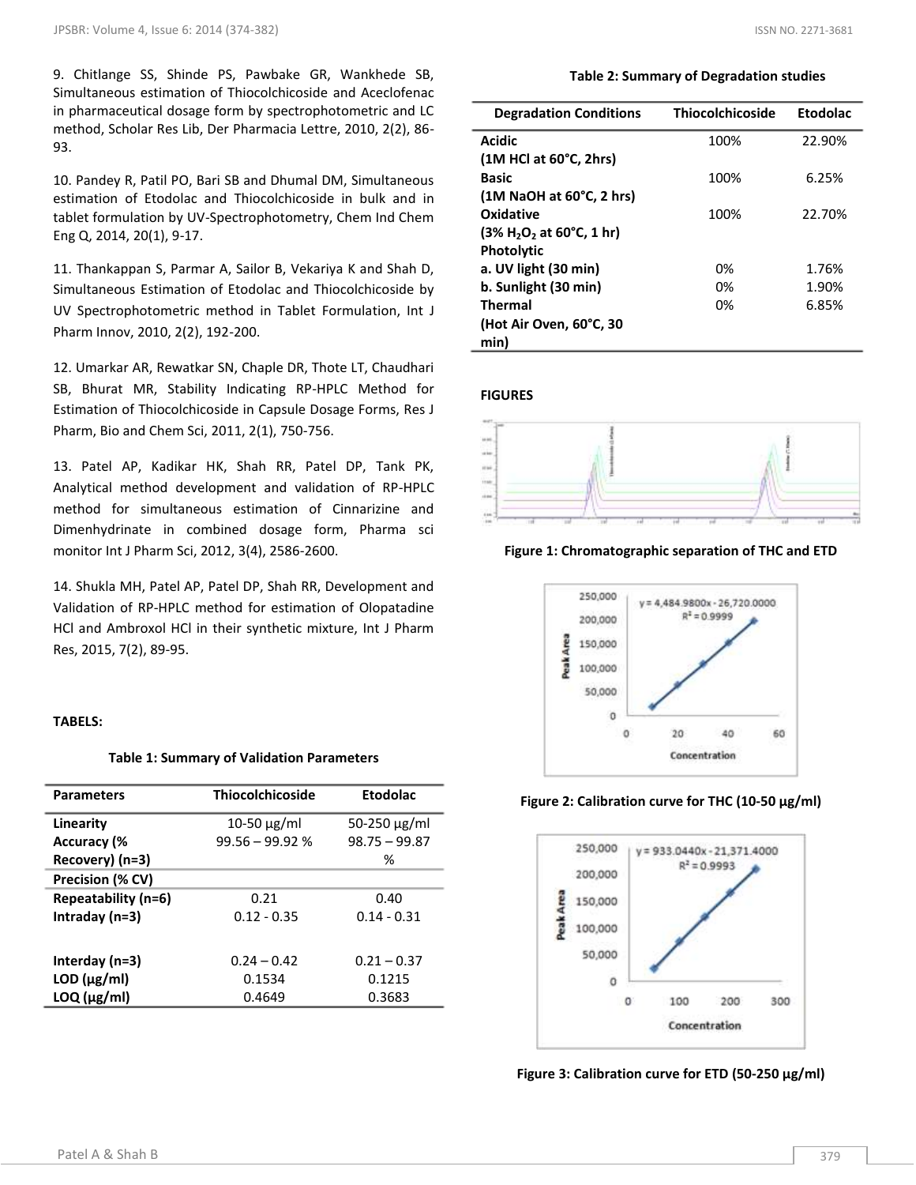9. Chitlange SS, Shinde PS, Pawbake GR, Wankhede SB, Simultaneous estimation of Thiocolchicoside and Aceclofenac in pharmaceutical dosage form by spectrophotometric and LC method, Scholar Res Lib, Der Pharmacia Lettre, 2010, 2(2), 86-93.

10. Pandey R, Patil PO, Bari SB and Dhumal DM, Simultaneous estimation of Etodolac and Thiocolchicoside in bulk and in tablet formulation by UV-Spectrophotometry, Chem Ind Chem Eng Q, 2014, 20(1), 9-17.

11. Thankappan S, Parmar A, Sailor B, Vekariya K and Shah D, Simultaneous Estimation of Etodolac and Thiocolchicoside by UV Spectrophotometric method in Tablet Formulation, Int J Pharm Innov, 2010, 2(2), 192-200.

12. Umarkar AR, Rewatkar SN, Chaple DR, Thote LT, Chaudhari SB, Bhurat MR, Stability Indicating RP-HPLC Method for Estimation of Thiocolchicoside in Capsule Dosage Forms, Res J Pharm, Bio and Chem Sci, 2011, 2(1), 750-756.

13. Patel AP, Kadikar HK, Shah RR, Patel DP, Tank PK, Analytical method development and validation of RP-HPLC method for simultaneous estimation of Cinnarizine and Dimenhydrinate in combined dosage form, Pharma sci monitor Int J Pharm Sci, 2012, 3(4), 2586-2600.

14. Shukla MH, Patel AP, Patel DP, Shah RR, Development and Validation of RP-HPLC method for estimation of Olopatadine HCl and Ambroxol HCl in their synthetic mixture, Int J Pharm Res, 2015, 7(2), 89-95.

**TABELS:**

**Table 1: Summary of Validation Parameters**

| Parameters | Thiocolchicoside | Etodolac |
|---|---|---|
| **Linearity** | 10-50 µg/ml | 50-250 µg/ml |
| **Accuracy (% Recovery) (n=3)** | 99.56 – 99.92 % | 98.75 – 99.87 % |
| **Precision (% CV)** | | |
| **Repeatability (n=6)** | 0.21 | 0.40 |
| **Intraday (n=3)** | 0.12 - 0.35 | 0.14 - 0.31 |
| **Interday (n=3)** | 0.24 – 0.42 | 0.21 – 0.37 |
| **LOD (µg/ml)** | 0.1534 | 0.1215 |
| **LOQ (µg/ml)** | 0.4649 | 0.3683 |

**Table 2: Summary of Degradation studies**

| Degradation Conditions | Thiocolchicoside | Etodolac |
|---|---|---|
| **Acidic (1M HCl at 60°C, 2hrs)** | 100% | 22.90% |
| **Basic (1M NaOH at 60°C, 2 hrs)** | 100% | 6.25% |
| **Oxidative (3% $H_2O_2$ at 60°C, 1 hr)** | 100% | 22.70% |
| **Photolytic** | | |
| **a. UV light (30 min)** | 0% | 1.76% |
| **b. Sunlight (30 min)** | 0% | 1.90% |
| **Thermal (Hot Air Oven, 60°C, 30 min)** | 0% | 6.85% |

**FIGURES**

**Figure 1: Chromatographic separation of THC and ETD**

**Figure 2: Calibration curve for THC (10-50 µg/ml)**

**Figure 3: Calibration curve for ETD (50-250 µg/ml)**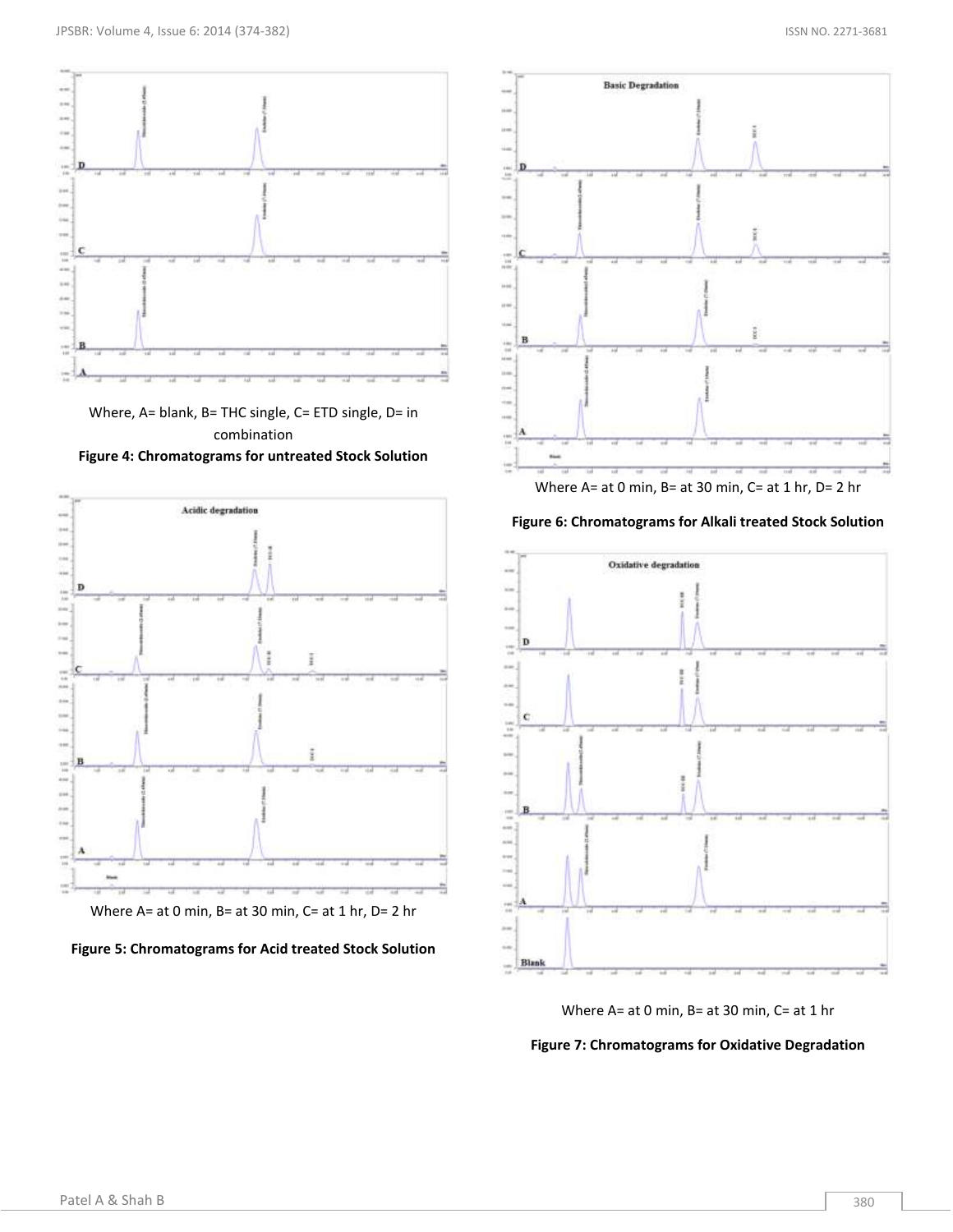Where, A= blank, B= THC single, C= ETD single, D= in combination

**Figure 4: Chromatograms for untreated Stock Solution**

Where A= at 0 min, B= at 30 min, C= at 1 hr, D= 2 hr

**Figure 5: Chromatograms for Acid treated Stock Solution**

Where A= at 0 min, B= at 30 min, C= at 1 hr, D= 2 hr

**Figure 6: Chromatograms for Alkali treated Stock Solution**

Where A= at 0 min, B= at 30 min, C= at 1 hr

**Figure 7: Chromatograms for Oxidative Degradation**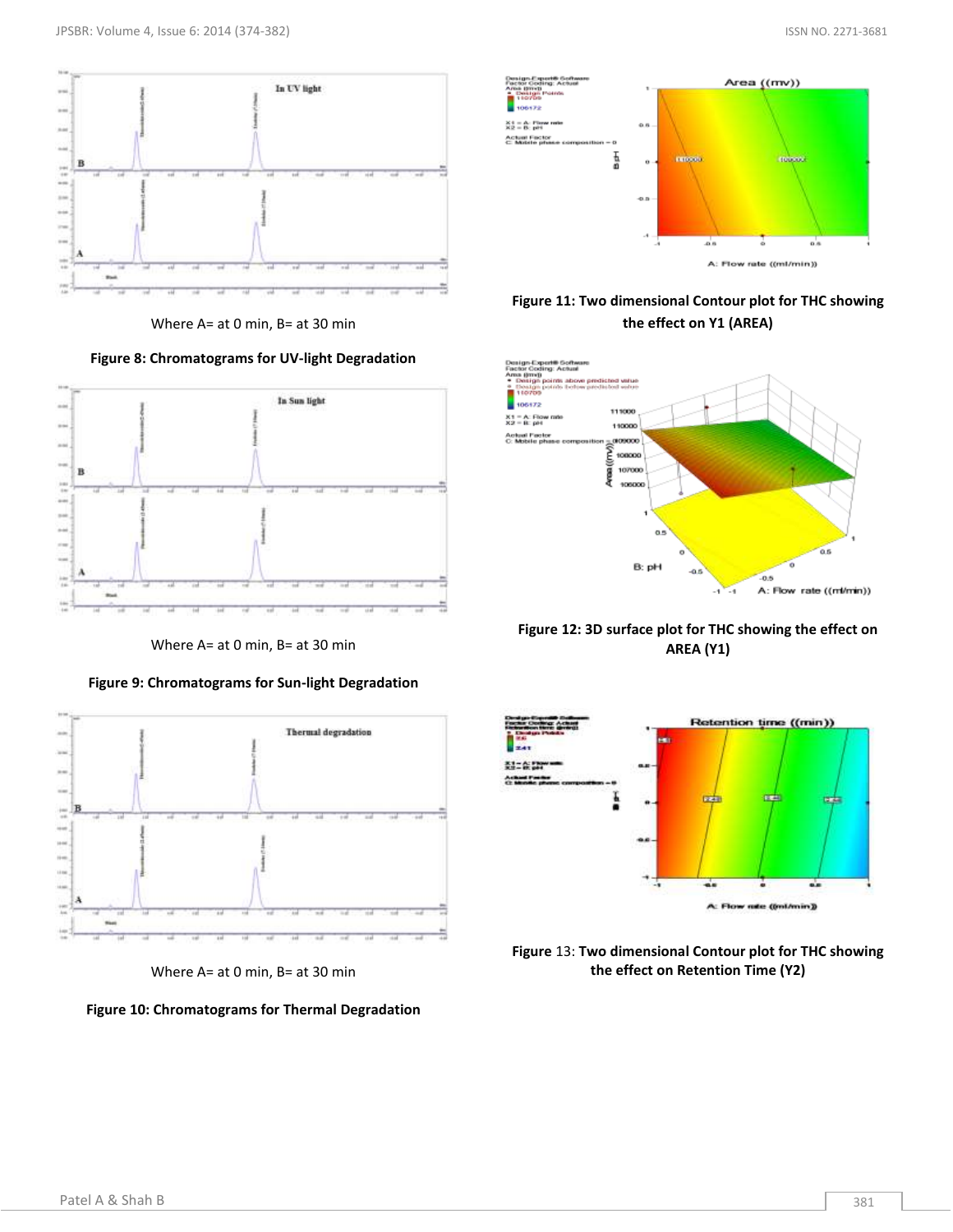Where A= at 0 min, B= at 30 min

**Figure 8: Chromatograms for UV-light Degradation**

Where A= at 0 min, B= at 30 min

**Figure 9: Chromatograms for Sun-light Degradation**

Where A= at 0 min, B= at 30 min

**Figure 10: Chromatograms for Thermal Degradation**

**Figure 11: Two dimensional Contour plot for THC showing the effect on Y1 (AREA)**

**Figure 12: 3D surface plot for THC showing the effect on AREA (Y1)**

**Figure** 13: **Two dimensional Contour plot for THC showing the effect on Retention Time (Y2)**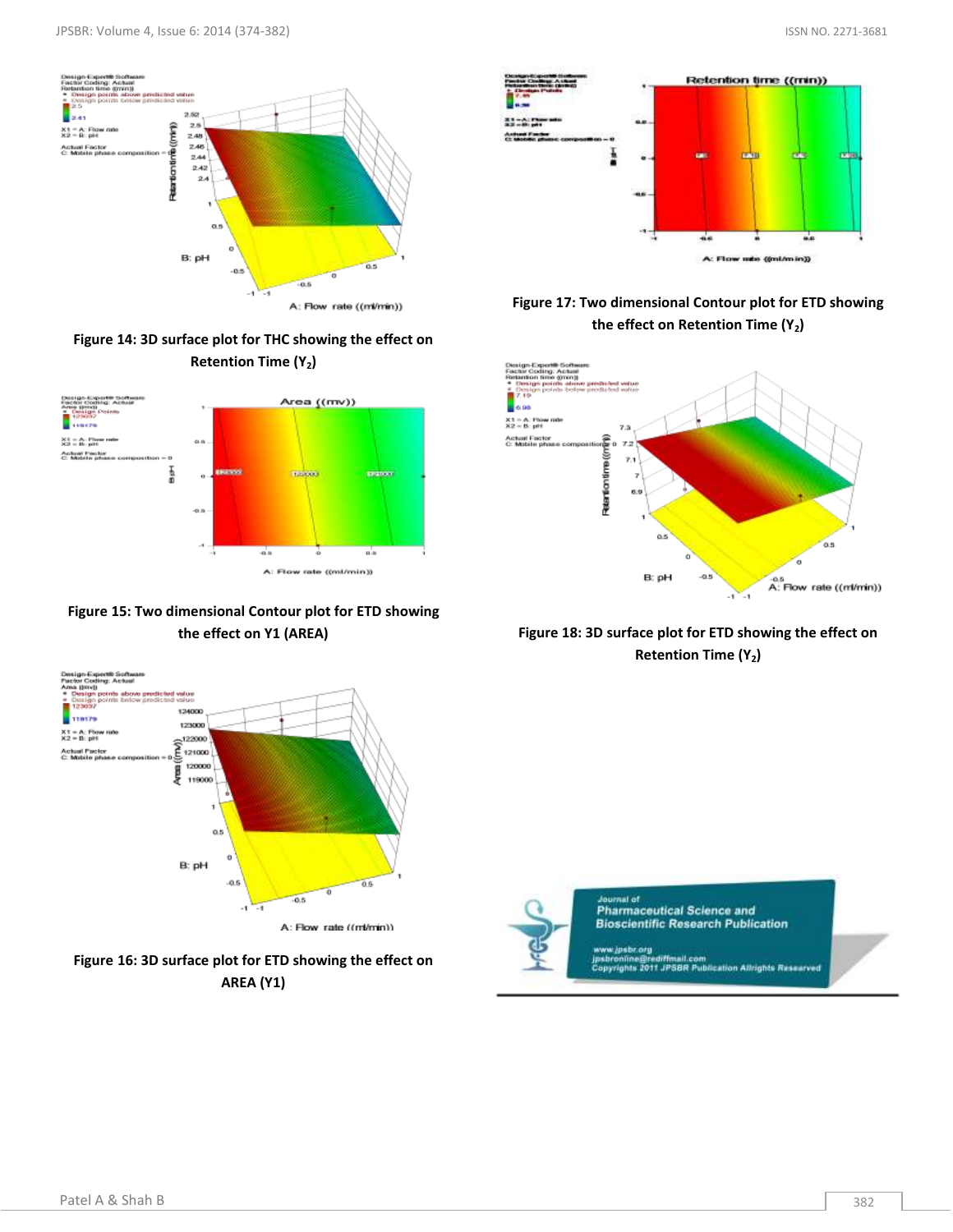Design-Expert® Software
Factor Coding: Actual
Retention time (min)
Design points above predicted value
Design points below predicted value
2.5
2.41
X1 = A: Flow rate
X2 = B: pH
Actual Factor
C: Mobile phase composition = 0

Retention time (min)
2.52
2.5
2.48
2.46
2.44
2.42
2.4
B: pH
A: Flow rate ((ml/min))

Figure 14: 3D surface plot for THC showing the effect on Retention Time ($Y_2$)

Design-Expert® Software
Factor Coding: Actual
Area (mv)
Design Points
123037
119179
X1 = A: Flow rate
X2 = B: pH
Actual Factor
C: Mobile phase composition = 0

Area ((mv))
B: pH
A: Flow rate ((ml/min))

Figure 15: Two dimensional Contour plot for ETD showing the effect on Y1 (AREA)

Design-Expert® Software
Factor Coding: Actual
Area (mv)
Design points above predicted value
Design points below predicted value
123037
119179
X1 = A: Flow rate
X2 = B: pH
Actual Factor
C: Mobile phase composition = 0

Area ((mv))
124000
123000
122000
121000
120000
119000
B: pH
A: Flow rate ((ml/min))

Figure 16: 3D surface plot for ETD showing the effect on AREA (Y1)

Design-Expert® Software
Factor Coding: Actual
Retention time (min)
Design Points
7.19
6.98
X1 = A: Flow rate
X2 = B: pH
Actual Factor
C: Mobile phase composition = 0

Retention time ((min))
B: pH
A: Flow rate ((ml/min))

Figure 17: Two dimensional Contour plot for ETD showing the effect on Retention Time ($Y_2$)

Design-Expert® Software
Factor Coding: Actual
Retention time (min)
Design points above predicted value
Design points below predicted value
7.19
6.98
X1 = A: Flow rate
X2 = B: pH
Actual Factor
C: Mobile phase composition = 0

Retention time ((min))
7.3
7.2
7.1
7
6.9
B: pH
A: Flow rate ((ml/min))

Figure 18: 3D surface plot for ETD showing the effect on Retention Time ($Y_2$)

Journal of
Pharmaceutical Science and Bioscientific Research Publication
www.jpsbr.org
jpsbronline@rediffmail.com
Copyrights 2011 JPSBR Publication Allrights Researved